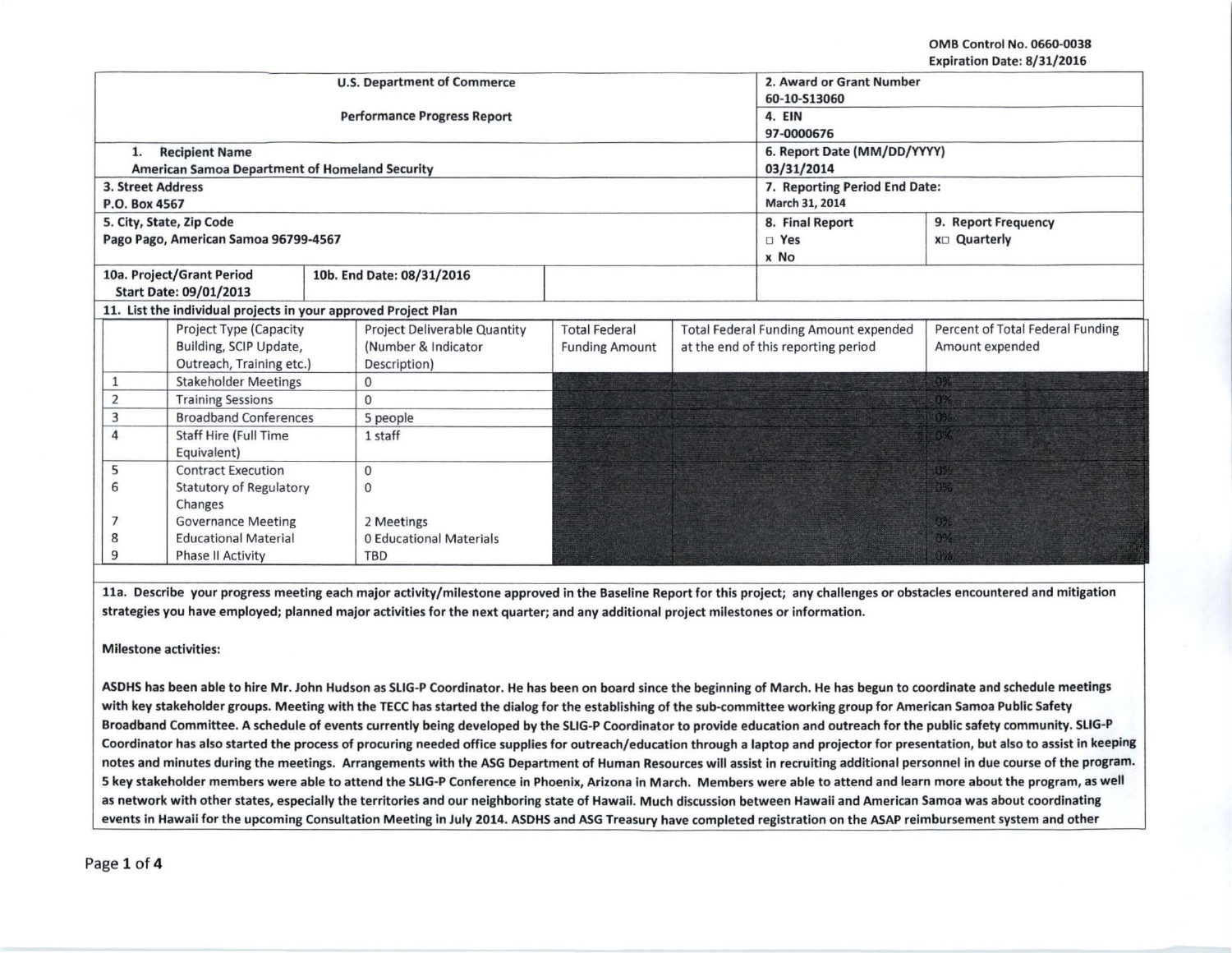OMB Control No. 0660-0038
Expiration Date: 8/31/2016

| | |
|---|---|
| U.S. Department of Commerce<br><br>Performance Progress Report | 2. Award or Grant Number<br>60-10-S13060 |
| | 4. EIN<br>97-0000676 |
| 1. Recipient Name<br>American Samoa Department of Homeland Security | 6. Report Date (MM/DD/YYYY)<br>03/31/2014 |
| 3. Street Address<br>P.O. Box 4567 | 7. Reporting Period End Date:<br>March 31, 2014 |
| 5. City, State, Zip Code<br>Pago Pago, American Samoa 96799-4567 | 8. Final Report<br>□ Yes<br>x No |
| | 9. Report Frequency<br>x□ Quarterly |
| 10a. Project/Grant Period<br>Start Date: 09/01/2013 | 10b. End Date: 08/31/2016 |

11. List the individual projects in your approved Project Plan

| | Project Type (Capacity Building, SCIP Update, Outreach, Training etc.) | Project Deliverable Quantity (Number & Indicator Description) | Total Federal Funding Amount | Total Federal Funding Amount expended at the end of this reporting period | Percent of Total Federal Funding Amount expended |
|---|---|---|---|---|---|
| 1 | Stakeholder Meetings | 0 | | | 0% |
| 2 | Training Sessions | 0 | | | 0% |
| 3 | Broadband Conferences | 5 people | | | 0% |
| 4 | Staff Hire (Full Time Equivalent) | 1 staff | | | 0% |
| 5 | Contract Execution | 0 | | | 0% |
| 6 | Statutory of Regulatory Changes | 0 | | | 0% |
| 7 | Governance Meeting | 2 Meetings | | | 0% |
| 8 | Educational Material | 0 Educational Materials | | | 0% |
| 9 | Phase II Activity | TBD | | | 0% |

**11a. Describe your progress meeting each major activity/milestone approved in the Baseline Report for this project; any challenges or obstacles encountered and mitigation strategies you have employed; planned major activities for the next quarter; and any additional project milestones or information.**

**Milestone activities:**

**ASDHS has been able to hire Mr. John Hudson as SLIG-P Coordinator. He has been on board since the beginning of March. He has begun to coordinate and schedule meetings with key stakeholder groups. Meeting with the TECC has started the dialog for the establishing of the sub-committee working group for American Samoa Public Safety Broadband Committee. A schedule of events currently being developed by the SLIG-P Coordinator to provide education and outreach for the public safety community. SLIG-P Coordinator has also started the process of procuring needed office supplies for outreach/education through a laptop and projector for presentation, but also to assist in keeping notes and minutes during the meetings. Arrangements with the ASG Department of Human Resources will assist in recruiting additional personnel in due course of the program. 5 key stakeholder members were able to attend the SLIG-P Conference in Phoenix, Arizona in March. Members were able to attend and learn more about the program, as well as network with other states, especially the territories and our neighboring state of Hawaii. Much discussion between Hawaii and American Samoa was about coordinating events in Hawaii for the upcoming Consultation Meeting in July 2014. ASDHS and ASG Treasury have completed registration on the ASAP reimbursement system and other**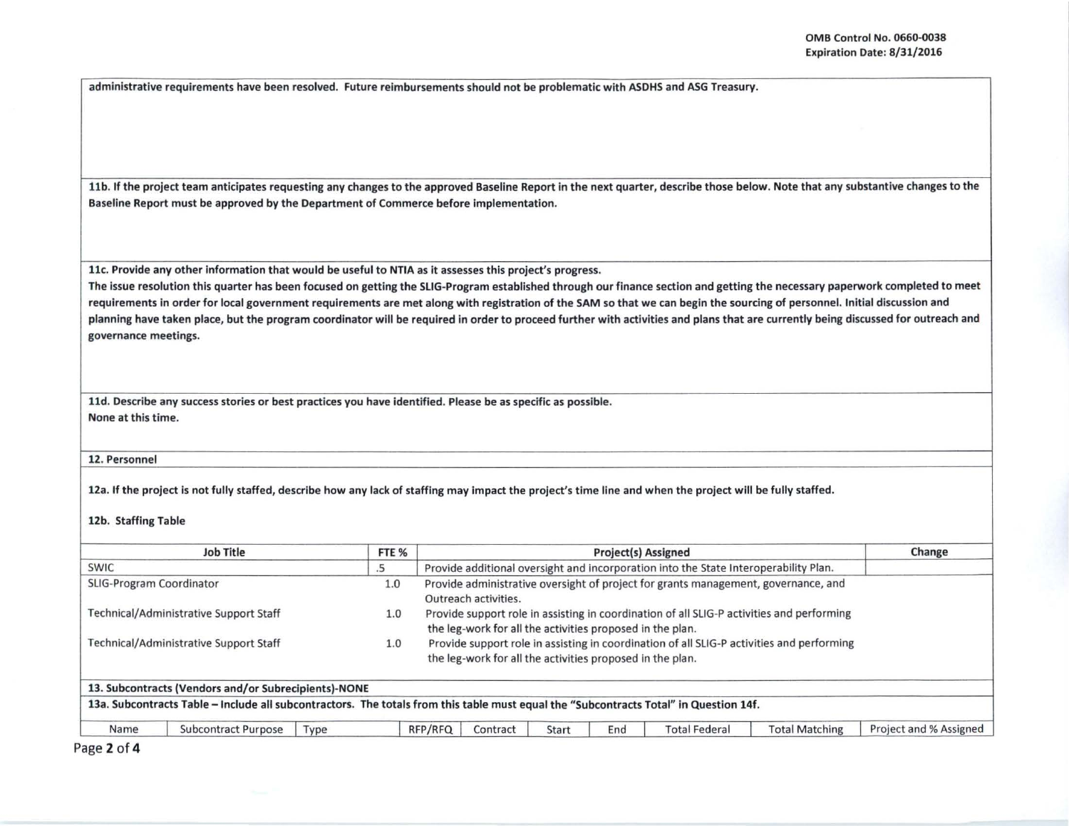administrative requirements have been resolved. Future reimbursements should not be problematic with ASDHS and ASG Treasury.

**11b. If the project team anticipates requesting any changes to the approved Baseline Report in the next quarter, describe those below. Note that any substantive changes to the Baseline Report must be approved by the Department of Commerce before implementation.**

**11c. Provide any other information that would be useful to NTIA as it assesses this project's progress.**

The issue resolution this quarter has been focused on getting the SLIG-Program established through our finance section and getting the necessary paperwork completed to meet requirements in order for local government requirements are met along with registration of the SAM so that we can begin the sourcing of personnel. Initial discussion and planning have taken place, but the program coordinator will be required in order to proceed further with activities and plans that are currently being discussed for outreach and governance meetings.

**11d. Describe any success stories or best practices you have identified. Please be as specific as possible.**

None at this time.

## 12. Personnel

**12a. If the project is not fully staffed, describe how any lack of staffing may impact the project's time line and when the project will be fully staffed.**

**12b. Staffing Table**

| Job Title | FTE % | Project(s) Assigned | Change |
|---|---|---|---|
| SWIC | .5 | Provide additional oversight and incorporation into the State Interoperability Plan. | |
| SLIG-Program Coordinator | 1.0 | Provide administrative oversight of project for grants management, governance, and Outreach activities. | |
| Technical/Administrative Support Staff | 1.0 | Provide support role in assisting in coordination of all SLIG-P activities and performing the leg-work for all the activities proposed in the plan. | |
| Technical/Administrative Support Staff | 1.0 | Provide support role in assisting in coordination of all SLIG-P activities and performing the leg-work for all the activities proposed in the plan. | |

## 13. Subcontracts (Vendors and/or Subrecipients)-NONE

**13a. Subcontracts Table – Include all subcontractors. The totals from this table must equal the "Subcontracts Total" in Question 14f.**

| Name | Subcontract Purpose | Type | RFP/RFQ | Contract | Start | End | Total Federal | Total Matching | Project and % Assigned |
|---|---|---|---|---|---|---|---|---|---|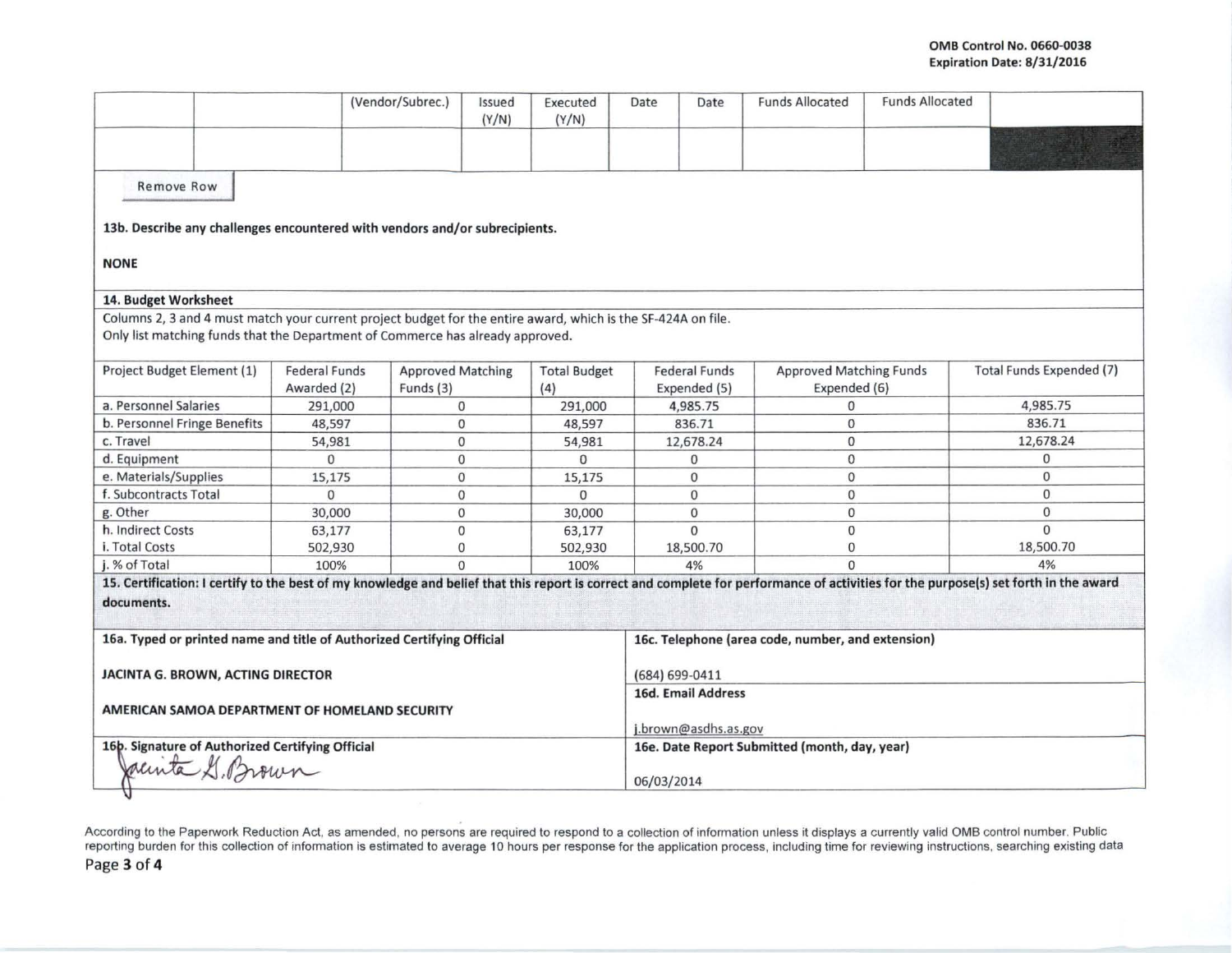| | | (Vendor/Subrec.) | Issued (Y/N) | Executed (Y/N) | Date | Date | Funds Allocated | Funds Allocated | |
|---|---|---|---|---|---|---|---|---|---|
| | | | | | | | | | |

Remove Row

**13b. Describe any challenges encountered with vendors and/or subrecipients.**

**NONE**

**14. Budget Worksheet**

Columns 2, 3 and 4 must match your current project budget for the entire award, which is the SF-424A on file.
Only list matching funds that the Department of Commerce has already approved.

| Project Budget Element (1) | Federal Funds Awarded (2) | Approved Matching Funds (3) | Total Budget (4) | Federal Funds Expended (5) | Approved Matching Funds Expended (6) | Total Funds Expended (7) |
|---|---|---|---|---|---|---|
| a. Personnel Salaries | 291,000 | 0 | 291,000 | 4,985.75 | 0 | 4,985.75 |
| b. Personnel Fringe Benefits | 48,597 | 0 | 48,597 | 836.71 | 0 | 836.71 |
| c. Travel | 54,981 | 0 | 54,981 | 12,678.24 | 0 | 12,678.24 |
| d. Equipment | 0 | 0 | 0 | 0 | 0 | 0 |
| e. Materials/Supplies | 15,175 | 0 | 15,175 | 0 | 0 | 0 |
| f. Subcontracts Total | 0 | 0 | 0 | 0 | 0 | 0 |
| g. Other | 30,000 | 0 | 30,000 | 0 | 0 | 0 |
| h. Indirect Costs | 63,177 | 0 | 63,177 | 0 | 0 | 0 |
| i. Total Costs | 502,930 | 0 | 502,930 | 18,500.70 | 0 | 18,500.70 |
| j. % of Total | 100% | 0 | 100% | 4% | 0 | 4% |

**15. Certification: I certify to the best of my knowledge and belief that this report is correct and complete for performance of activities for the purpose(s) set forth in the award documents.**

**16a. Typed or printed name and title of Authorized Certifying Official**

**JACINTA G. BROWN, ACTING DIRECTOR**

**AMERICAN SAMOA DEPARTMENT OF HOMELAND SECURITY**

**16b. Signature of Authorized Certifying Official**

Jacinta G. Brown

**16c. Telephone (area code, number, and extension)**

(684) 699-0411

**16d. Email Address**

j.brown@asdhs.as.gov

**16e. Date Report Submitted (month, day, year)**

06/03/2014

According to the Paperwork Reduction Act, as amended, no persons are required to respond to a collection of information unless it displays a currently valid OMB control number. Public reporting burden for this collection of information is estimated to average 10 hours per response for the application process, including time for reviewing instructions, searching existing data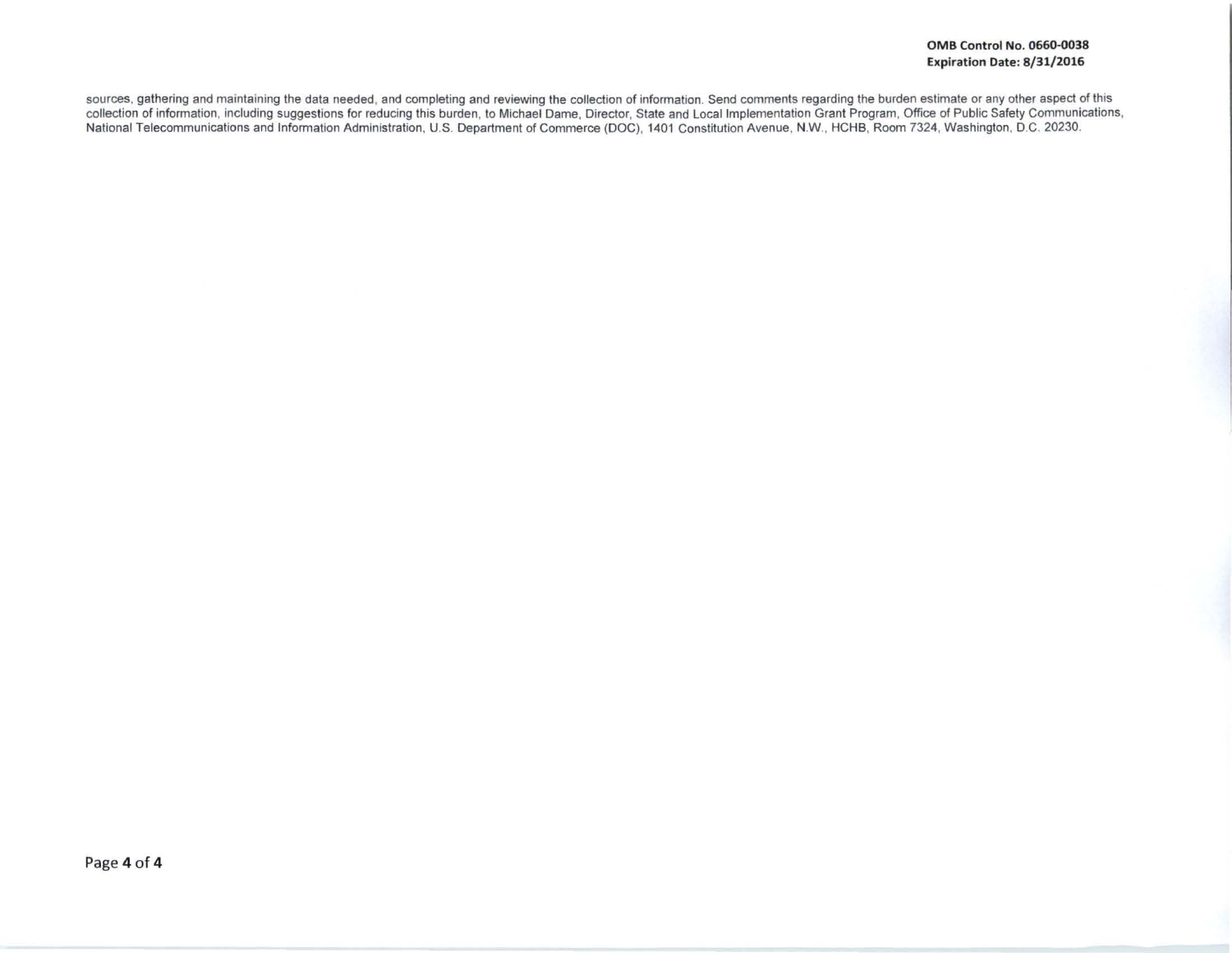sources, gathering and maintaining the data needed, and completing and reviewing the collection of information. Send comments regarding the burden estimate or any other aspect of this collection of information, including suggestions for reducing this burden, to Michael Dame, Director, State and Local Implementation Grant Program, Office of Public Safety Communications, National Telecommunications and Information Administration, U.S. Department of Commerce (DOC), 1401 Constitution Avenue, N.W., HCHB, Room 7324, Washington, D.C. 20230.